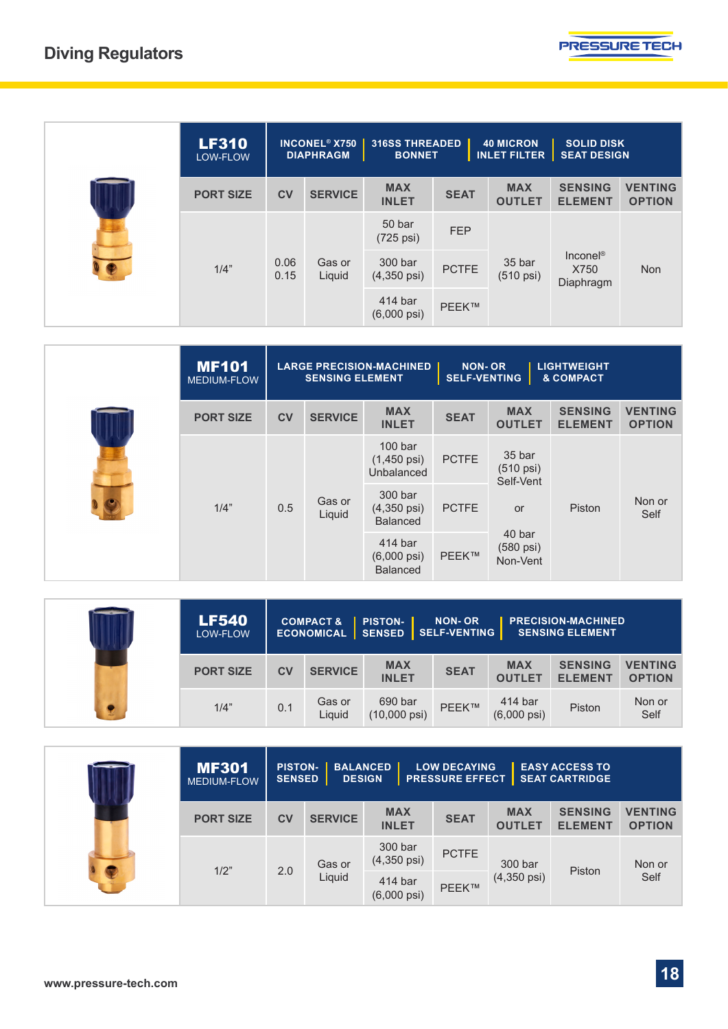# Diving Regulators

## LF310
LOW-FLOW

INCONEL® X750 DIAPHRAGM | 316SS THREADED BONNET | 40 MICRON INLET FILTER | SOLID DISK SEAT DESIGN

| PORT SIZE | CV | SERVICE | MAX INLET | SEAT | MAX OUTLET | SENSING ELEMENT | VENTING OPTION |
|---|---|---|---|---|---|---|---|
| 1/4" | 0.06 0.15 | Gas or Liquid | 50 bar (725 psi) | FEP | 35 bar (510 psi) | Inconel® X750 Diaphragm | Non |
| | | | 300 bar (4,350 psi) | PCTFE | | | |
| | | | 414 bar (6,000 psi) | PEEK™ | | | |

## MF101
MEDIUM-FLOW

LARGE PRECISION-MACHINED SENSING ELEMENT | NON- OR SELF-VENTING | LIGHTWEIGHT & COMPACT

| PORT SIZE | CV | SERVICE | MAX INLET | SEAT | MAX OUTLET | SENSING ELEMENT | VENTING OPTION |
|---|---|---|---|---|---|---|---|
| 1/4" | 0.5 | Gas or Liquid | 100 bar (1,450 psi) Unbalanced | PCTFE | 35 bar (510 psi) Self-Vent or 40 bar (580 psi) Non-Vent | Piston | Non or Self |
| | | | 300 bar (4,350 psi) Balanced | PCTFE | | | |
| | | | 414 bar (6,000 psi) Balanced | PEEK™ | | | |

## LF540
LOW-FLOW

COMPACT & ECONOMICAL | PISTON-SENSED | NON- OR SELF-VENTING | PRECISION-MACHINED SENSING ELEMENT

| PORT SIZE | CV | SERVICE | MAX INLET | SEAT | MAX OUTLET | SENSING ELEMENT | VENTING OPTION |
|---|---|---|---|---|---|---|---|
| 1/4" | 0.1 | Gas or Liquid | 690 bar (10,000 psi) | PEEK™ | 414 bar (6,000 psi) | Piston | Non or Self |

## MF301
MEDIUM-FLOW

PISTON-SENSED | BALANCED DESIGN | LOW DECAYING PRESSURE EFFECT | EASY ACCESS TO SEAT CARTRIDGE

| PORT SIZE | CV | SERVICE | MAX INLET | SEAT | MAX OUTLET | SENSING ELEMENT | VENTING OPTION |
|---|---|---|---|---|---|---|---|
| 1/2" | 2.0 | Gas or Liquid | 300 bar (4,350 psi) | PCTFE | 300 bar (4,350 psi) | Piston | Non or Self |
| | | | 414 bar (6,000 psi) | PEEK™ | | | |

www.pressure-tech.com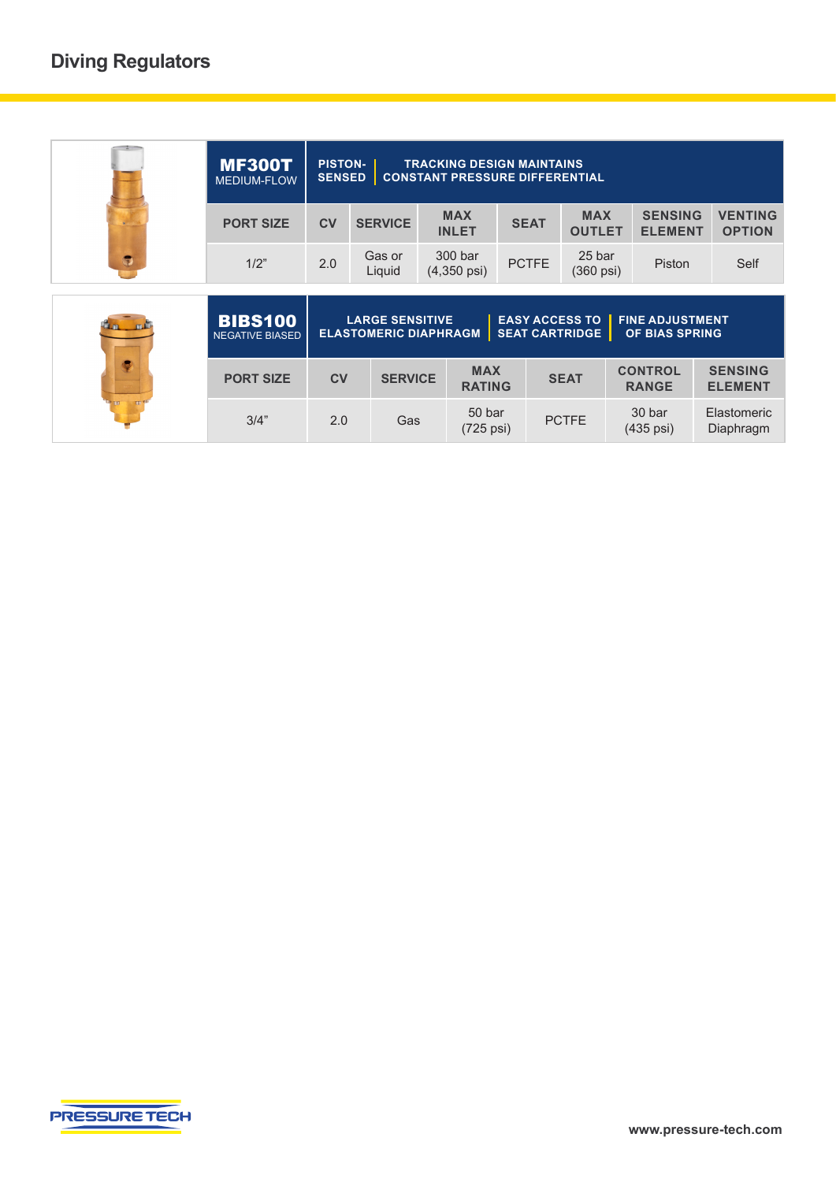# Diving Regulators

**MF300T** MEDIUM-FLOW

PISTON-SENSED | TRACKING DESIGN MAINTAINS CONSTANT PRESSURE DIFFERENTIAL

| PORT SIZE | CV | SERVICE | MAX INLET | SEAT | MAX OUTLET | SENSING ELEMENT | VENTING OPTION |
|---|---|---|---|---|---|---|---|
| 1/2” | 2.0 | Gas or Liquid | 300 bar (4,350 psi) | PCTFE | 25 bar (360 psi) | Piston | Self |

**BIBS100** NEGATIVE BIASED

LARGE SENSITIVE ELASTOMERIC DIAPHRAGM | EASY ACCESS TO SEAT CARTRIDGE | FINE ADJUSTMENT OF BIAS SPRING

| PORT SIZE | CV | SERVICE | MAX RATING | SEAT | CONTROL RANGE | SENSING ELEMENT |
|---|---|---|---|---|---|---|
| 3/4” | 2.0 | Gas | 50 bar (725 psi) | PCTFE | 30 bar (435 psi) | Elastomeric Diaphragm |

PRESSURE TECH

www.pressure-tech.com